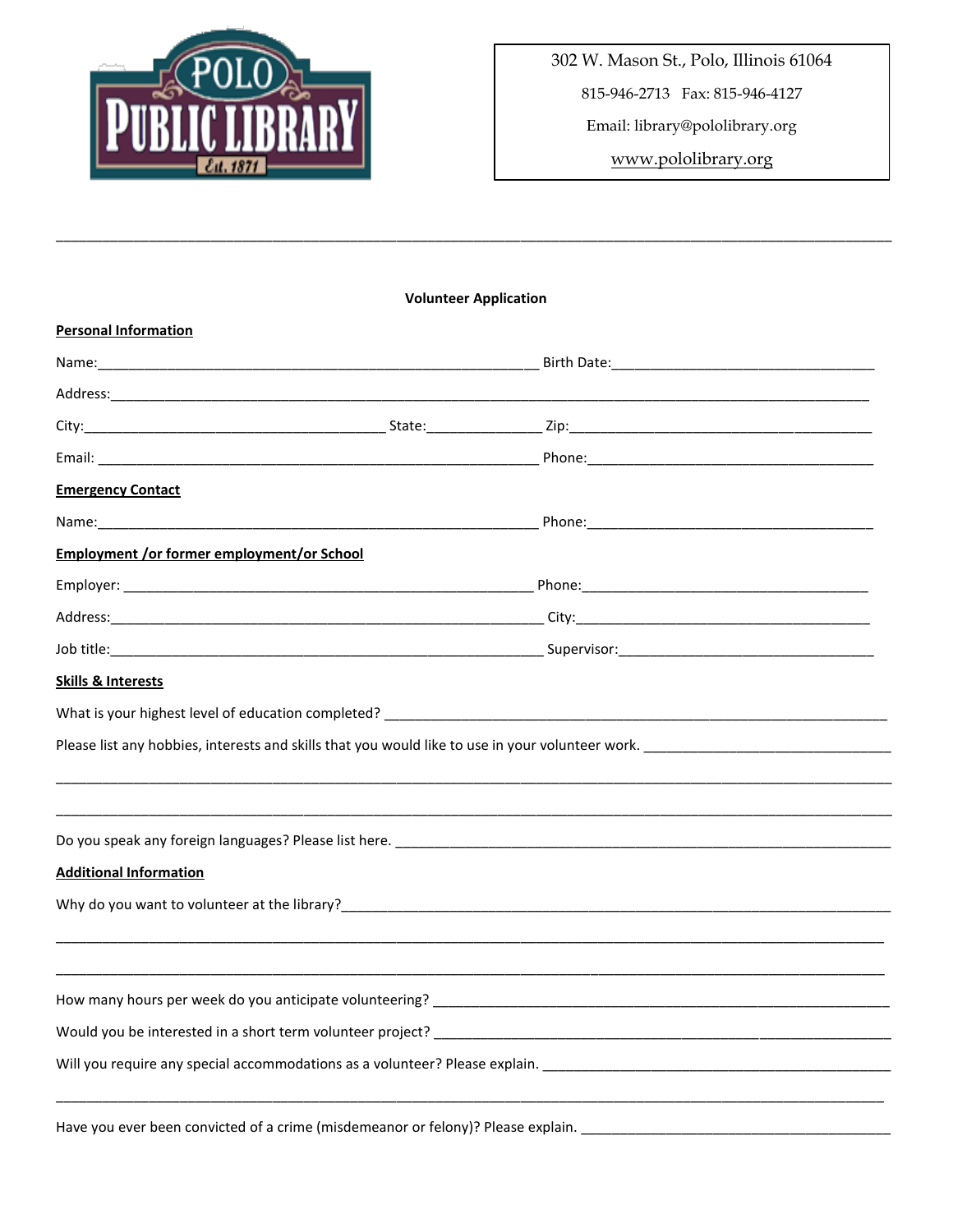POLO PUBLIC LIBRARY Est. 1871

302 W. Mason St., Polo, Illinois 61064

815-946-2713 Fax: 815-946-4127

Email: library@pololibrary.org

www.pololibrary.org

---

**Volunteer Application**

**Personal Information**

Name:______________________________ Birth Date:______________________________

Address:____________________________________________________________

City:______________________ State:____________ Zip:______________________

Email: ______________________________ Phone:______________________________

**Emergency Contact**

Name:______________________________ Phone:______________________________

**Employment /or former employment/or School**

Employer: ______________________________ Phone:______________________________

Address:______________________________ City:______________________________

Job title:______________________________ Supervisor:______________________________

**Skills & Interests**

What is your highest level of education completed? ______________________________

Please list any hobbies, interests and skills that you would like to use in your volunteer work. ______________________________

____________________________________________________________

____________________________________________________________

Do you speak any foreign languages? Please list here. ______________________________

**Additional Information**

Why do you want to volunteer at the library?______________________________

____________________________________________________________

____________________________________________________________

How many hours per week do you anticipate volunteering? ______________________________

Would you be interested in a short term volunteer project? ______________________________

Will you require any special accommodations as a volunteer? Please explain. ______________________________

____________________________________________________________

Have you ever been convicted of a crime (misdemeanor or felony)? Please explain. ______________________________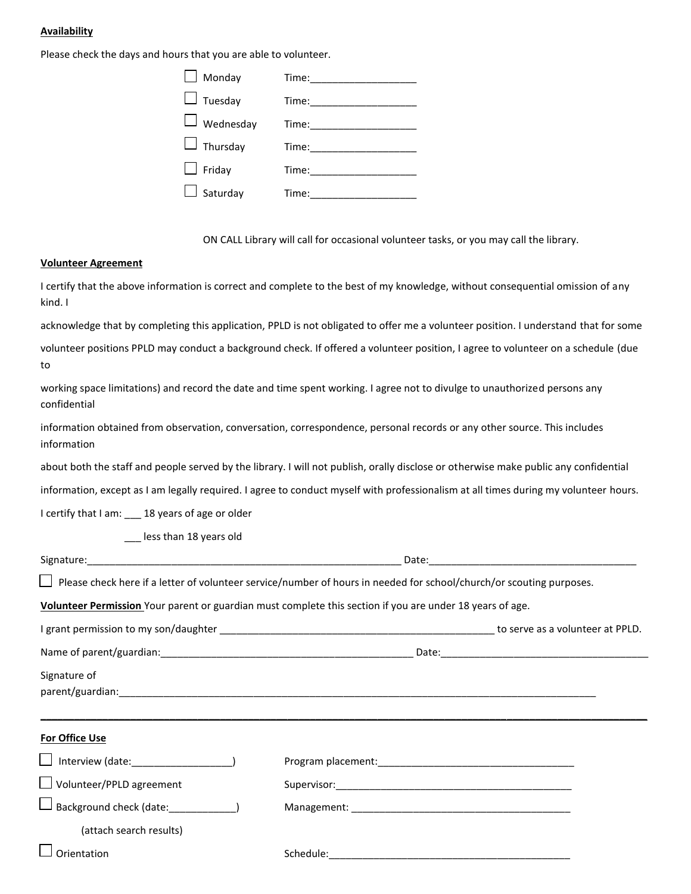**Availability**

Please check the days and hours that you are able to volunteer.

☐ Monday Time:___________________

☐ Tuesday Time:___________________

☐ Wednesday Time:___________________

☐ Thursday Time:___________________

☐ Friday Time:___________________

☐ Saturday Time:___________________

ON CALL Library will call for occasional volunteer tasks, or you may call the library.

**Volunteer Agreement**

I certify that the above information is correct and complete to the best of my knowledge, without consequential omission of any kind. I

acknowledge that by completing this application, PPLD is not obligated to offer me a volunteer position. I understand that for some

volunteer positions PPLD may conduct a background check. If offered a volunteer position, I agree to volunteer on a schedule (due to

working space limitations) and record the date and time spent working. I agree not to divulge to unauthorized persons any confidential

information obtained from observation, conversation, correspondence, personal records or any other source. This includes information

about both the staff and people served by the library. I will not publish, orally disclose or otherwise make public any confidential

information, except as I am legally required. I agree to conduct myself with professionalism at all times during my volunteer hours.

I certify that I am: ___ 18 years of age or older

___ less than 18 years old

Signature:___________________________________________________________ Date:_______________________________________

☐ Please check here if a letter of volunteer service/number of hours in needed for school/church/or scouting purposes.

**Volunteer Permission** Your parent or guardian must complete this section if you are under 18 years of age.

I grant permission to my son/daughter __________________________________________________ to serve as a volunteer at PPLD.

Name of parent/guardian:______________________________________________ Date:_____________________________________

Signature of parent/guardian:____________________________________________________________________________________

---

**For Office Use**

☐ Interview (date:__________________) Program placement:___________________________________

☐ Volunteer/PPLD agreement Supervisor:__________________________________________

☐ Background check (date:____________) Management: ________________________________________

(attach search results)

☐ Orientation Schedule:___________________________________________